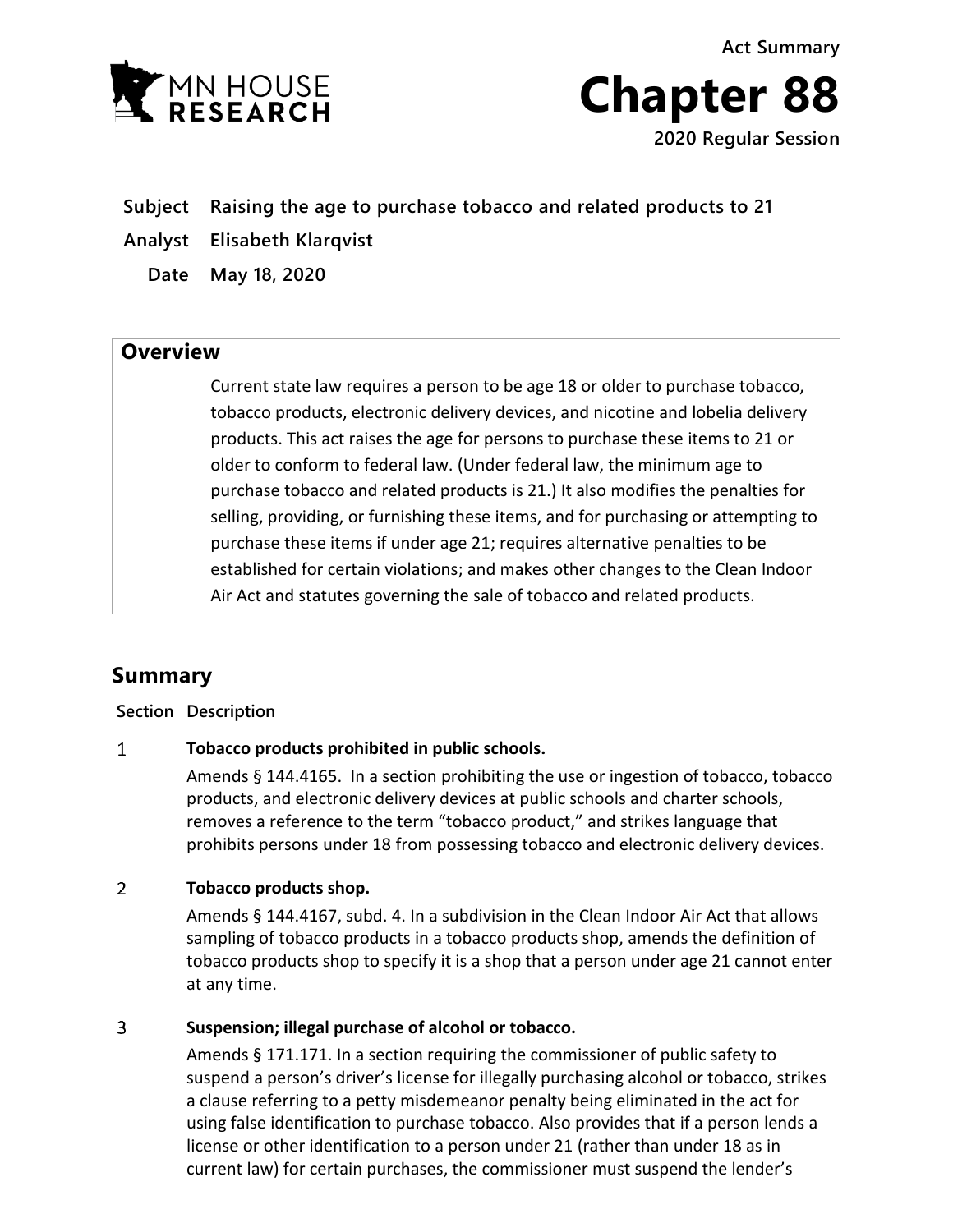Act Summary

# Chapter 88

**2020 Regular Session**

**Subject** Raising the age to purchase tobacco and related products to 21

**Analyst** Elisabeth Klarqvist

**Date** May 18, 2020

## Overview

Current state law requires a person to be age 18 or older to purchase tobacco, tobacco products, electronic delivery devices, and nicotine and lobelia delivery products. This act raises the age for persons to purchase these items to 21 or older to conform to federal law. (Under federal law, the minimum age to purchase tobacco and related products is 21.) It also modifies the penalties for selling, providing, or furnishing these items, and for purchasing or attempting to purchase these items if under age 21; requires alternative penalties to be established for certain violations; and makes other changes to the Clean Indoor Air Act and statutes governing the sale of tobacco and related products.

## Summary

| Section | Description |
|---|---|
| 1 | **Tobacco products prohibited in public schools.**<br>Amends § 144.4165. In a section prohibiting the use or ingestion of tobacco, tobacco products, and electronic delivery devices at public schools and charter schools, removes a reference to the term "tobacco product," and strikes language that prohibits persons under 18 from possessing tobacco and electronic delivery devices. |
| 2 | **Tobacco products shop.**<br>Amends § 144.4167, subd. 4. In a subdivision in the Clean Indoor Air Act that allows sampling of tobacco products in a tobacco products shop, amends the definition of tobacco products shop to specify it is a shop that a person under age 21 cannot enter at any time. |
| 3 | **Suspension; illegal purchase of alcohol or tobacco.**<br>Amends § 171.171. In a section requiring the commissioner of public safety to suspend a person's driver's license for illegally purchasing alcohol or tobacco, strikes a clause referring to a petty misdemeanor penalty being eliminated in the act for using false identification to purchase tobacco. Also provides that if a person lends a license or other identification to a person under 21 (rather than under 18 as in current law) for certain purchases, the commissioner must suspend the lender's |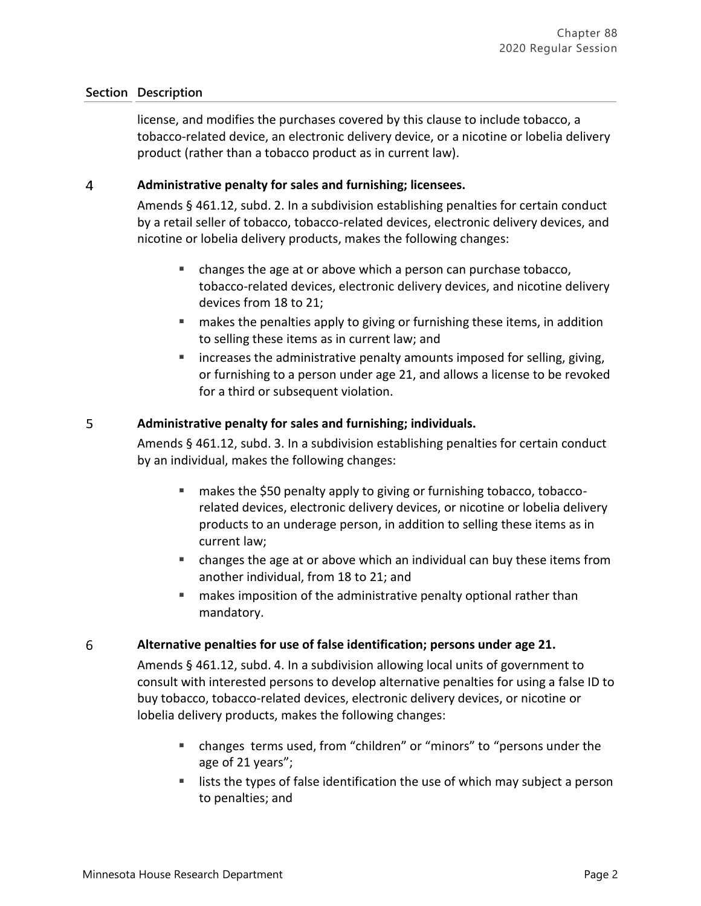| Section | Description |
|---|---|
| | license, and modifies the purchases covered by this clause to include tobacco, a tobacco-related device, an electronic delivery device, or a nicotine or lobelia delivery product (rather than a tobacco product as in current law). |

**4 Administrative penalty for sales and furnishing; licensees.**

Amends § 461.12, subd. 2. In a subdivision establishing penalties for certain conduct by a retail seller of tobacco, tobacco-related devices, electronic delivery devices, and nicotine or lobelia delivery products, makes the following changes:

- changes the age at or above which a person can purchase tobacco, tobacco-related devices, electronic delivery devices, and nicotine delivery devices from 18 to 21;
- makes the penalties apply to giving or furnishing these items, in addition to selling these items as in current law; and
- increases the administrative penalty amounts imposed for selling, giving, or furnishing to a person under age 21, and allows a license to be revoked for a third or subsequent violation.

**5 Administrative penalty for sales and furnishing; individuals.**

Amends § 461.12, subd. 3. In a subdivision establishing penalties for certain conduct by an individual, makes the following changes:

- makes the $50 penalty apply to giving or furnishing tobacco, tobacco-related devices, electronic delivery devices, or nicotine or lobelia delivery products to an underage person, in addition to selling these items as in current law;
- changes the age at or above which an individual can buy these items from another individual, from 18 to 21; and
- makes imposition of the administrative penalty optional rather than mandatory.

**6 Alternative penalties for use of false identification; persons under age 21.**

Amends § 461.12, subd. 4. In a subdivision allowing local units of government to consult with interested persons to develop alternative penalties for using a false ID to buy tobacco, tobacco-related devices, electronic delivery devices, or nicotine or lobelia delivery products, makes the following changes:

- changes terms used, from "children" or "minors" to "persons under the age of 21 years";
- lists the types of false identification the use of which may subject a person to penalties; and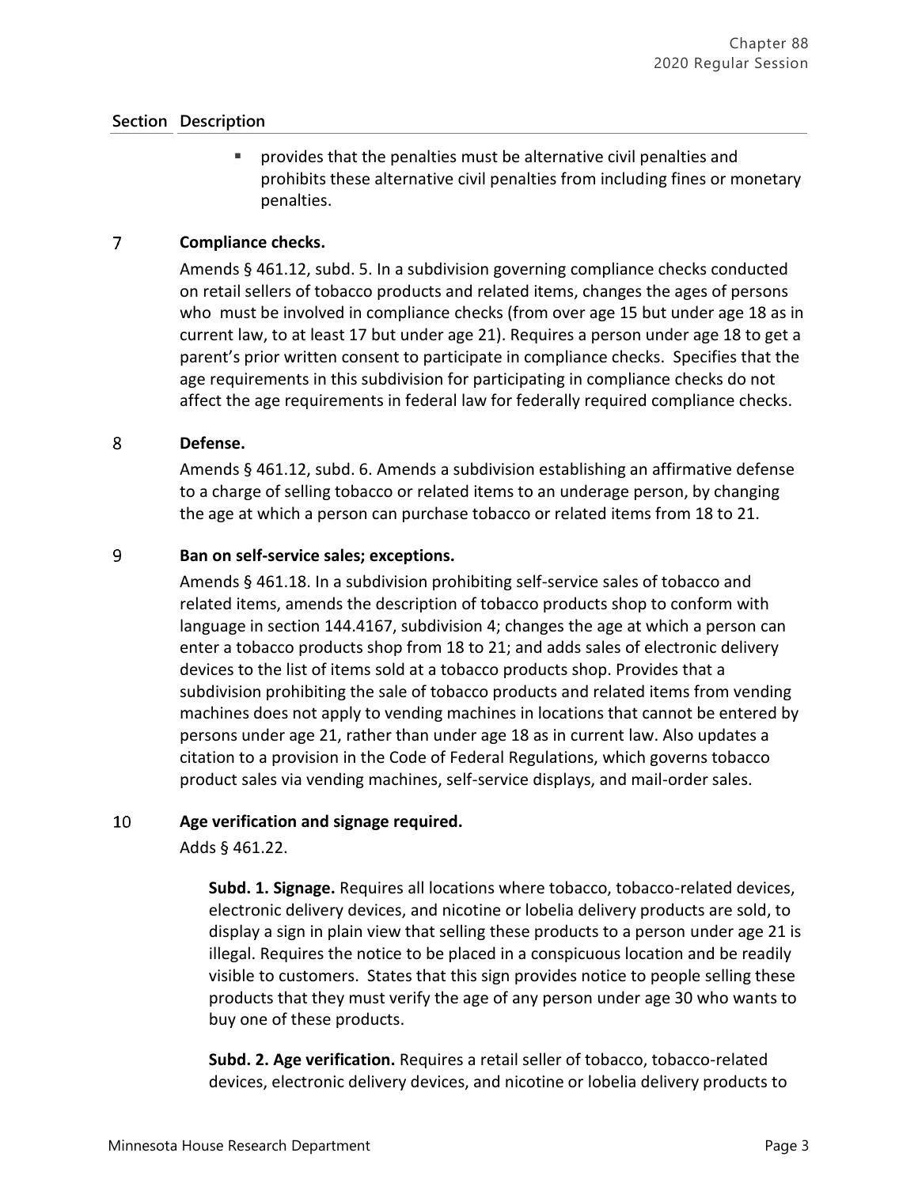**Section Description**

- provides that the penalties must be alternative civil penalties and prohibits these alternative civil penalties from including fines or monetary penalties.

7 **Compliance checks.**

Amends § 461.12, subd. 5. In a subdivision governing compliance checks conducted on retail sellers of tobacco products and related items, changes the ages of persons who must be involved in compliance checks (from over age 15 but under age 18 as in current law, to at least 17 but under age 21). Requires a person under age 18 to get a parent's prior written consent to participate in compliance checks. Specifies that the age requirements in this subdivision for participating in compliance checks do not affect the age requirements in federal law for federally required compliance checks.

8 **Defense.**

Amends § 461.12, subd. 6. Amends a subdivision establishing an affirmative defense to a charge of selling tobacco or related items to an underage person, by changing the age at which a person can purchase tobacco or related items from 18 to 21.

9 **Ban on self-service sales; exceptions.**

Amends § 461.18. In a subdivision prohibiting self-service sales of tobacco and related items, amends the description of tobacco products shop to conform with language in section 144.4167, subdivision 4; changes the age at which a person can enter a tobacco products shop from 18 to 21; and adds sales of electronic delivery devices to the list of items sold at a tobacco products shop. Provides that a subdivision prohibiting the sale of tobacco products and related items from vending machines does not apply to vending machines in locations that cannot be entered by persons under age 21, rather than under age 18 as in current law. Also updates a citation to a provision in the Code of Federal Regulations, which governs tobacco product sales via vending machines, self-service displays, and mail-order sales.

10 **Age verification and signage required.**

Adds § 461.22.

**Subd. 1. Signage.** Requires all locations where tobacco, tobacco-related devices, electronic delivery devices, and nicotine or lobelia delivery products are sold, to display a sign in plain view that selling these products to a person under age 21 is illegal. Requires the notice to be placed in a conspicuous location and be readily visible to customers. States that this sign provides notice to people selling these products that they must verify the age of any person under age 30 who wants to buy one of these products.

**Subd. 2. Age verification.** Requires a retail seller of tobacco, tobacco-related devices, electronic delivery devices, and nicotine or lobelia delivery products to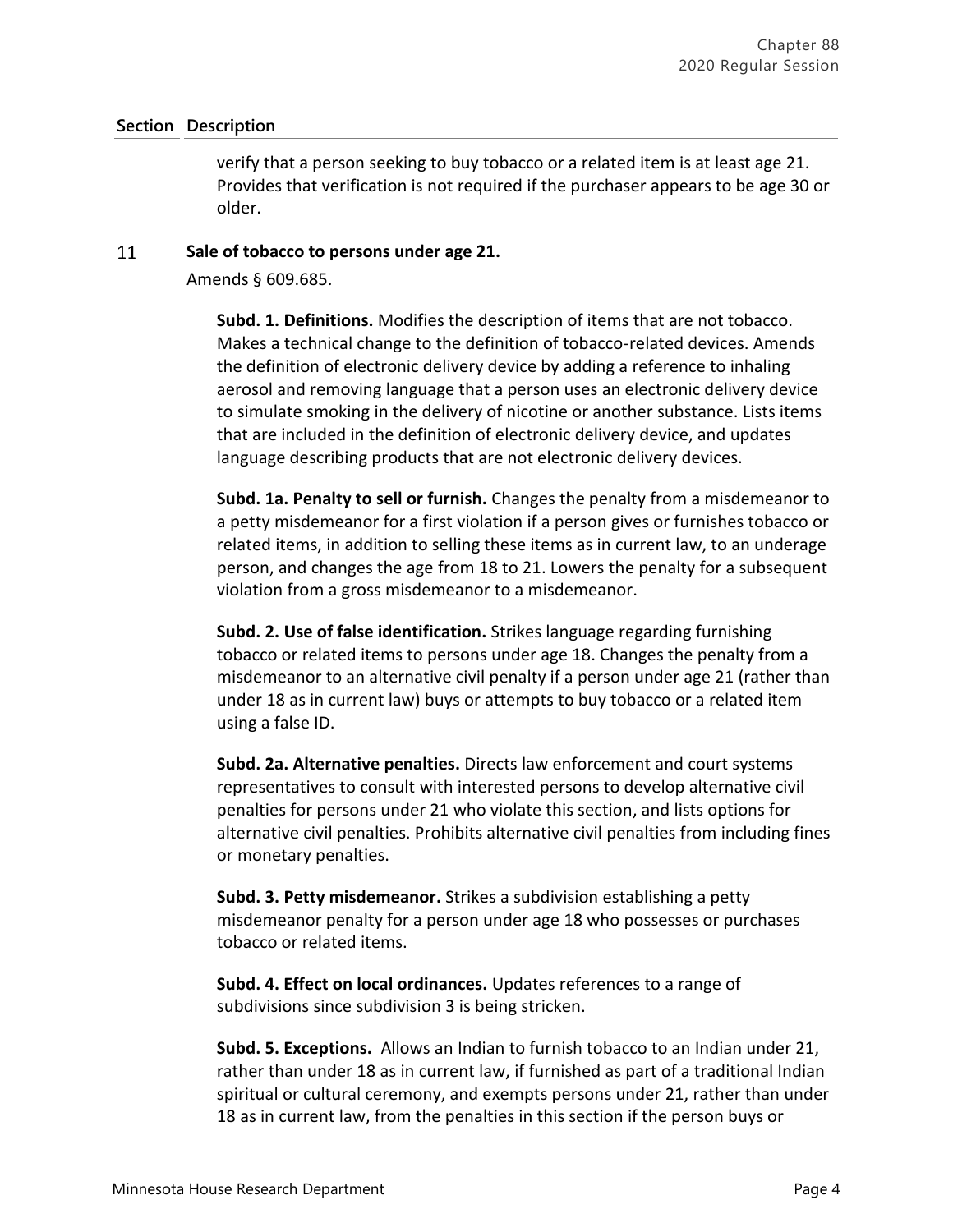| Section | Description |
|---|---|
| | verify that a person seeking to buy tobacco or a related item is at least age 21. Provides that verification is not required if the purchaser appears to be age 30 or older. |
| 11 | **Sale of tobacco to persons under age 21.** |

Amends § 609.685.

**Subd. 1. Definitions.** Modifies the description of items that are not tobacco. Makes a technical change to the definition of tobacco-related devices. Amends the definition of electronic delivery device by adding a reference to inhaling aerosol and removing language that a person uses an electronic delivery device to simulate smoking in the delivery of nicotine or another substance. Lists items that are included in the definition of electronic delivery device, and updates language describing products that are not electronic delivery devices.

**Subd. 1a. Penalty to sell or furnish.** Changes the penalty from a misdemeanor to a petty misdemeanor for a first violation if a person gives or furnishes tobacco or related items, in addition to selling these items as in current law, to an underage person, and changes the age from 18 to 21. Lowers the penalty for a subsequent violation from a gross misdemeanor to a misdemeanor.

**Subd. 2. Use of false identification.** Strikes language regarding furnishing tobacco or related items to persons under age 18. Changes the penalty from a misdemeanor to an alternative civil penalty if a person under age 21 (rather than under 18 as in current law) buys or attempts to buy tobacco or a related item using a false ID.

**Subd. 2a. Alternative penalties.** Directs law enforcement and court systems representatives to consult with interested persons to develop alternative civil penalties for persons under 21 who violate this section, and lists options for alternative civil penalties. Prohibits alternative civil penalties from including fines or monetary penalties.

**Subd. 3. Petty misdemeanor.** Strikes a subdivision establishing a petty misdemeanor penalty for a person under age 18 who possesses or purchases tobacco or related items.

**Subd. 4. Effect on local ordinances.** Updates references to a range of subdivisions since subdivision 3 is being stricken.

**Subd. 5. Exceptions.** Allows an Indian to furnish tobacco to an Indian under 21, rather than under 18 as in current law, if furnished as part of a traditional Indian spiritual or cultural ceremony, and exempts persons under 21, rather than under 18 as in current law, from the penalties in this section if the person buys or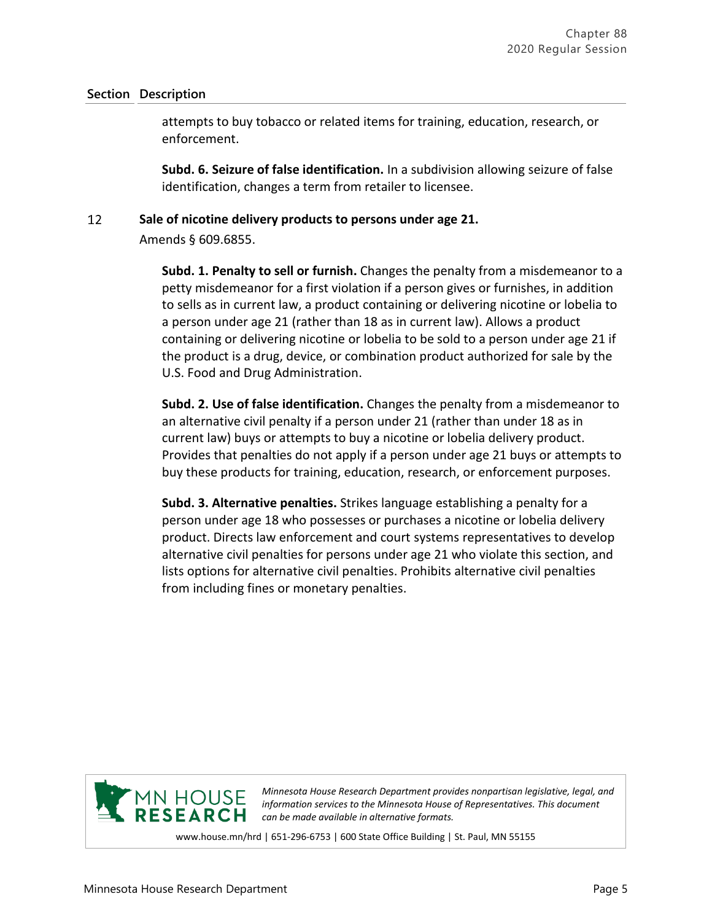| Section | Description |
|---|---|
| | attempts to buy tobacco or related items for training, education, research, or enforcement. |
| | **Subd. 6. Seizure of false identification.** In a subdivision allowing seizure of false identification, changes a term from retailer to licensee. |
| 12 | **Sale of nicotine delivery products to persons under age 21.** Amends § 609.6855. |
| | **Subd. 1. Penalty to sell or furnish.** Changes the penalty from a misdemeanor to a petty misdemeanor for a first violation if a person gives or furnishes, in addition to sells as in current law, a product containing or delivering nicotine or lobelia to a person under age 21 (rather than 18 as in current law). Allows a product containing or delivering nicotine or lobelia to be sold to a person under age 21 if the product is a drug, device, or combination product authorized for sale by the U.S. Food and Drug Administration. |
| | **Subd. 2. Use of false identification.** Changes the penalty from a misdemeanor to an alternative civil penalty if a person under 21 (rather than under 18 as in current law) buys or attempts to buy a nicotine or lobelia delivery product. Provides that penalties do not apply if a person under age 21 buys or attempts to buy these products for training, education, research, or enforcement purposes. |
| | **Subd. 3. Alternative penalties.** Strikes language establishing a penalty for a person under age 18 who possesses or purchases a nicotine or lobelia delivery product. Directs law enforcement and court systems representatives to develop alternative civil penalties for persons under age 21 who violate this section, and lists options for alternative civil penalties. Prohibits alternative civil penalties from including fines or monetary penalties. |

MN HOUSE RESEARCH

*Minnesota House Research Department provides nonpartisan legislative, legal, and information services to the Minnesota House of Representatives. This document can be made available in alternative formats.*

www.house.mn/hrd | 651-296-6753 | 600 State Office Building | St. Paul, MN 55155